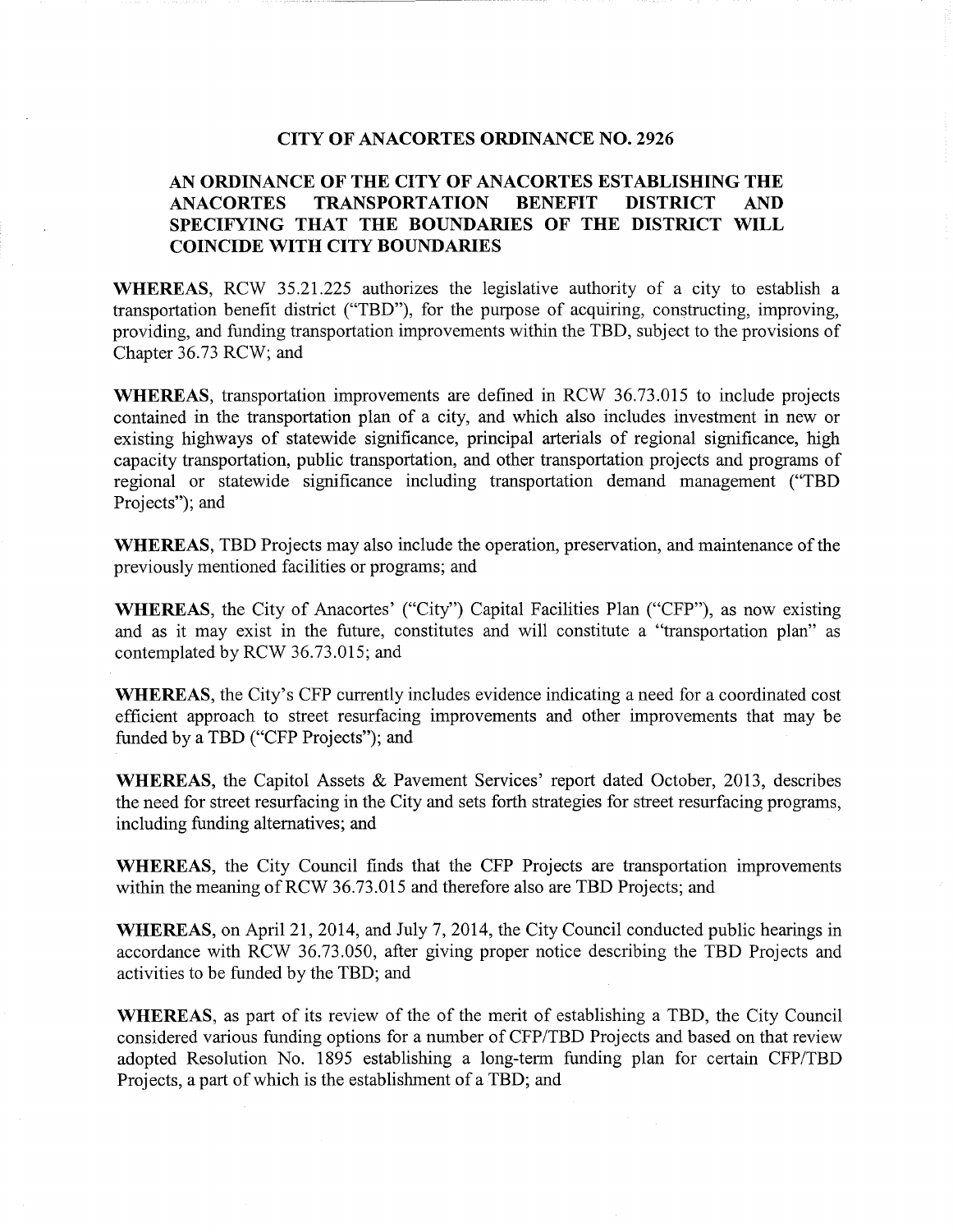# CITY OF ANACORTES ORDINANCE NO. 2926

## AN ORDINANCE OF THE CITY OF ANACORTES ESTABLISHING THE ANACORTES TRANSPORTATION BENEFIT DISTRICT AND SPECIFYING THAT THE BOUNDARIES OF THE DISTRICT WILL COINCIDE WITH CITY BOUNDARIES

**WHEREAS**, RCW 35.21.225 authorizes the legislative authority of a city to establish a transportation benefit district ("TBD"), for the purpose of acquiring, constructing, improving, providing, and funding transportation improvements within the TBD, subject to the provisions of Chapter 36.73 RCW; and

**WHEREAS**, transportation improvements are defined in RCW 36.73.015 to include projects contained in the transportation plan of a city, and which also includes investment in new or existing highways of statewide significance, principal arterials of regional significance, high capacity transportation, public transportation, and other transportation projects and programs of regional or statewide significance including transportation demand management ("TBD Projects"); and

**WHEREAS**, TBD Projects may also include the operation, preservation, and maintenance of the previously mentioned facilities or programs; and

**WHEREAS**, the City of Anacortes' ("City") Capital Facilities Plan ("CFP"), as now existing and as it may exist in the future, constitutes and will constitute a "transportation plan" as contemplated by RCW 36.73.015; and

**WHEREAS**, the City's CFP currently includes evidence indicating a need for a coordinated cost efficient approach to street resurfacing improvements and other improvements that may be funded by a TBD ("CFP Projects"); and

**WHEREAS**, the Capitol Assets & Pavement Services' report dated October, 2013, describes the need for street resurfacing in the City and sets forth strategies for street resurfacing programs, including funding alternatives; and

**WHEREAS**, the City Council finds that the CFP Projects are transportation improvements within the meaning of RCW 36.73.015 and therefore also are TBD Projects; and

**WHEREAS**, on April 21, 2014, and July 7, 2014, the City Council conducted public hearings in accordance with RCW 36.73.050, after giving proper notice describing the TBD Projects and activities to be funded by the TBD; and

**WHEREAS**, as part of its review of the of the merit of establishing a TBD, the City Council considered various funding options for a number of CFP/TBD Projects and based on that review adopted Resolution No. 1895 establishing a long-term funding plan for certain CFP/TBD Projects, a part of which is the establishment of a TBD; and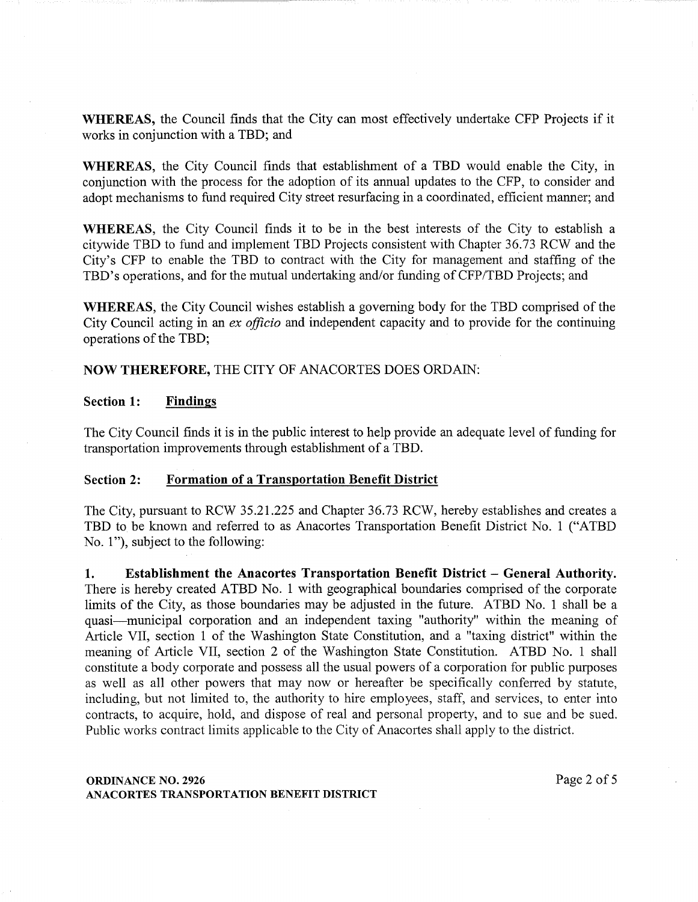**WHEREAS,** the Council finds that the City can most effectively undertake CFP Projects if it works in conjunction with a TBD; and

**WHEREAS,** the City Council finds that establishment of a TBD would enable the City, in conjunction with the process for the adoption of its annual updates to the CFP, to consider and adopt mechanisms to fund required City street resurfacing in a coordinated, efficient manner; and

**WHEREAS,** the City Council finds it to be in the best interests of the City to establish a citywide TBD to fund and implement TBD Projects consistent with Chapter 36.73 RCW and the City's CFP to enable the TBD to contract with the City for management and staffing of the TBD's operations, and for the mutual undertaking and/or funding of CFP/TBD Projects; and

**WHEREAS,** the City Council wishes establish a governing body for the TBD comprised of the City Council acting in an *ex officio* and independent capacity and to provide for the continuing operations of the TBD;

**NOW THEREFORE,** THE CITY OF ANACORTES DOES ORDAIN:

**Section 1: Findings**

The City Council finds it is in the public interest to help provide an adequate level of funding for transportation improvements through establishment of a TBD.

**Section 2: Formation of a Transportation Benefit District**

The City, pursuant to RCW 35.21.225 and Chapter 36.73 RCW, hereby establishes and creates a TBD to be known and referred to as Anacortes Transportation Benefit District No. 1 ("ATBD No. 1"), subject to the following:

**1. Establishment the Anacortes Transportation Benefit District – General Authority.** There is hereby created ATBD No. 1 with geographical boundaries comprised of the corporate limits of the City, as those boundaries may be adjusted in the future. ATBD No. 1 shall be a quasi—municipal corporation and an independent taxing "authority" within the meaning of Article VII, section 1 of the Washington State Constitution, and a "taxing district" within the meaning of Article VII, section 2 of the Washington State Constitution. ATBD No. 1 shall constitute a body corporate and possess all the usual powers of a corporation for public purposes as well as all other powers that may now or hereafter be specifically conferred by statute, including, but not limited to, the authority to hire employees, staff, and services, to enter into contracts, to acquire, hold, and dispose of real and personal property, and to sue and be sued. Public works contract limits applicable to the City of Anacortes shall apply to the district.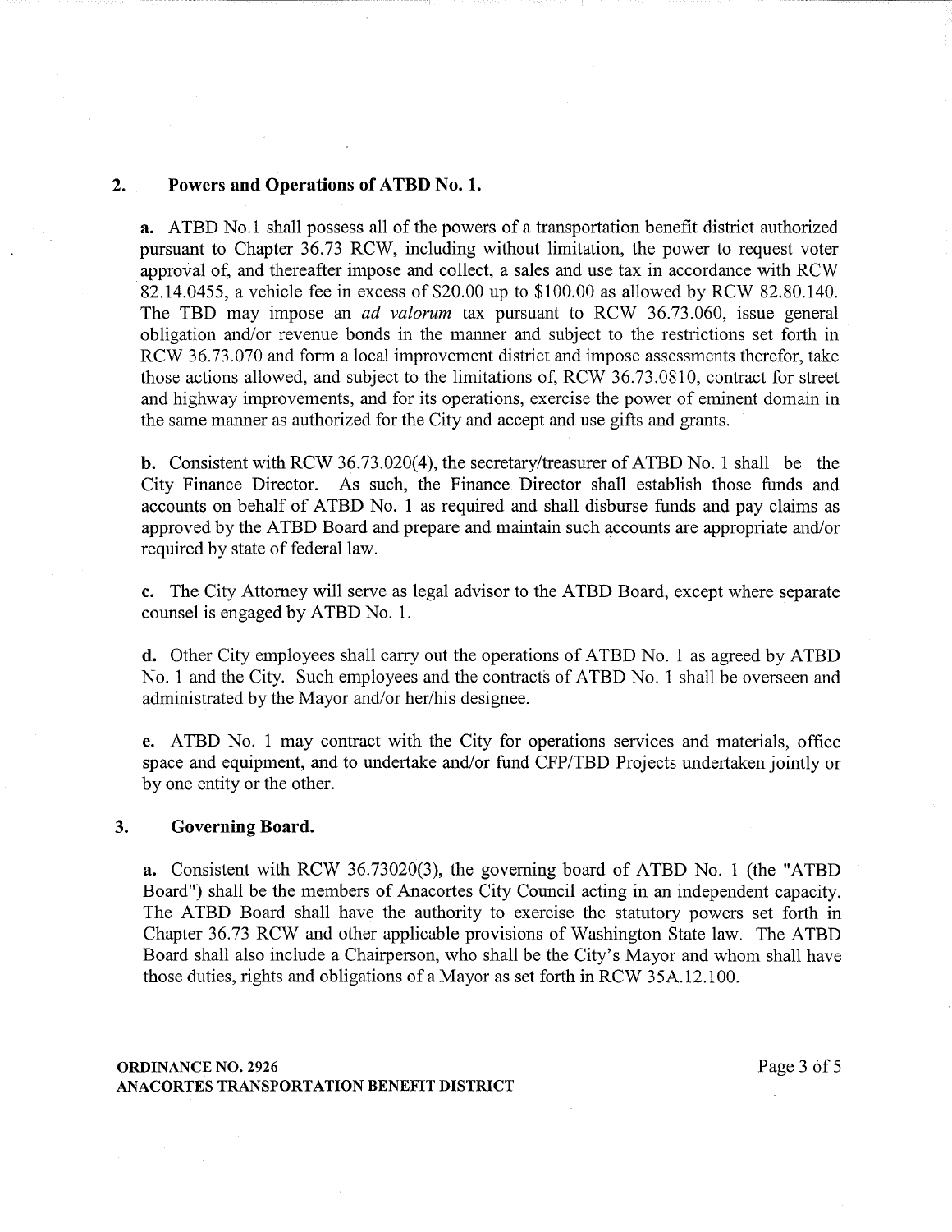## 2. Powers and Operations of ATBD No. 1.

**a.** ATBD No.1 shall possess all of the powers of a transportation benefit district authorized pursuant to Chapter 36.73 RCW, including without limitation, the power to request voter approval of, and thereafter impose and collect, a sales and use tax in accordance with RCW 82.14.0455, a vehicle fee in excess of $20.00 up to $100.00 as allowed by RCW 82.80.140. The TBD may impose an *ad valorum* tax pursuant to RCW 36.73.060, issue general obligation and/or revenue bonds in the manner and subject to the restrictions set forth in RCW 36.73.070 and form a local improvement district and impose assessments therefor, take those actions allowed, and subject to the limitations of, RCW 36.73.0810, contract for street and highway improvements, and for its operations, exercise the power of eminent domain in the same manner as authorized for the City and accept and use gifts and grants.

**b.** Consistent with RCW 36.73.020(4), the secretary/treasurer of ATBD No. 1 shall be the City Finance Director. As such, the Finance Director shall establish those funds and accounts on behalf of ATBD No. 1 as required and shall disburse funds and pay claims as approved by the ATBD Board and prepare and maintain such accounts are appropriate and/or required by state of federal law.

**c.** The City Attorney will serve as legal advisor to the ATBD Board, except where separate counsel is engaged by ATBD No. 1.

**d.** Other City employees shall carry out the operations of ATBD No. 1 as agreed by ATBD No. 1 and the City. Such employees and the contracts of ATBD No. 1 shall be overseen and administrated by the Mayor and/or her/his designee.

**e.** ATBD No. 1 may contract with the City for operations services and materials, office space and equipment, and to undertake and/or fund CFP/TBD Projects undertaken jointly or by one entity or the other.

## 3. Governing Board.

**a.** Consistent with RCW 36.73020(3), the governing board of ATBD No. 1 (the "ATBD Board") shall be the members of Anacortes City Council acting in an independent capacity. The ATBD Board shall have the authority to exercise the statutory powers set forth in Chapter 36.73 RCW and other applicable provisions of Washington State law. The ATBD Board shall also include a Chairperson, who shall be the City's Mayor and whom shall have those duties, rights and obligations of a Mayor as set forth in RCW 35A.12.100.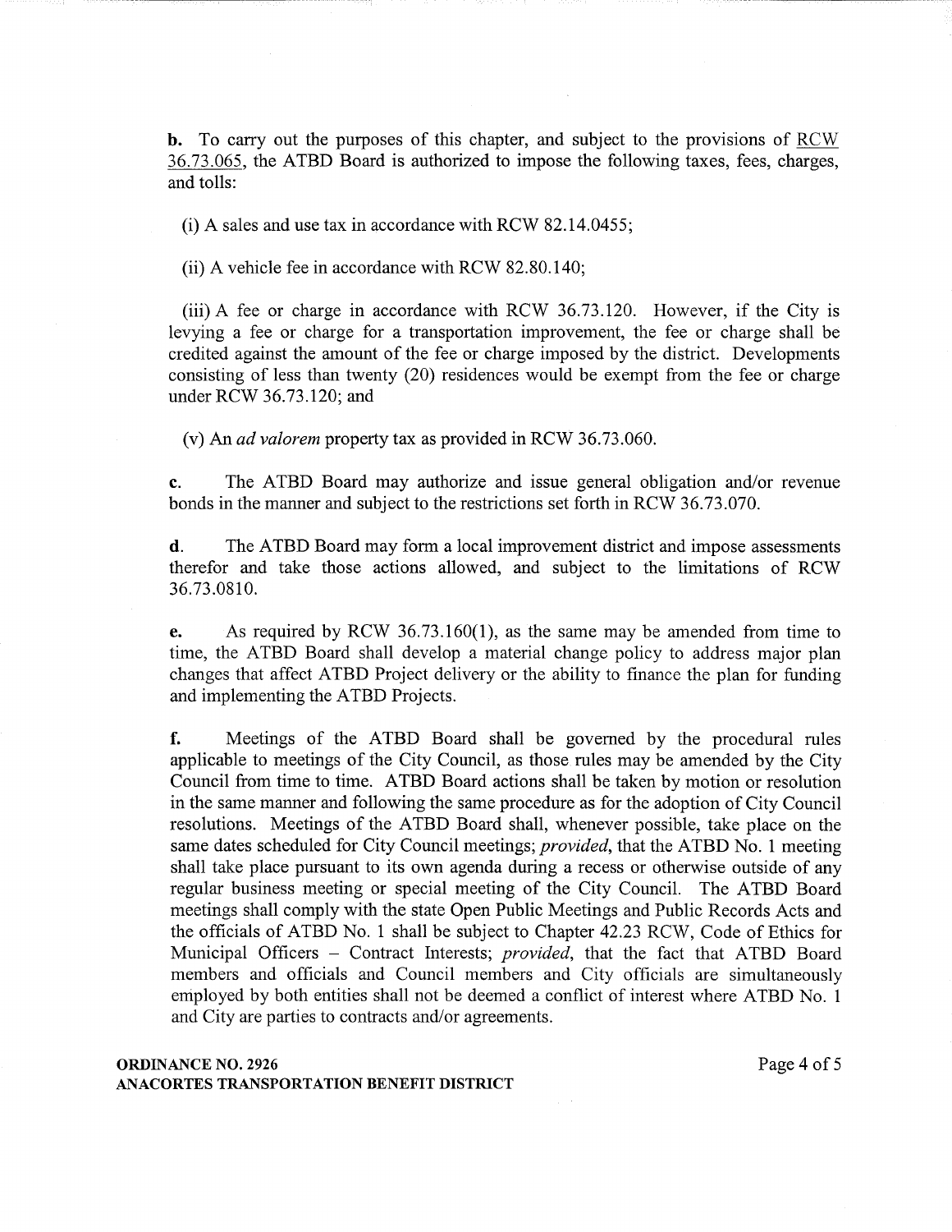**b.** To carry out the purposes of this chapter, and subject to the provisions of RCW 36.73.065, the ATBD Board is authorized to impose the following taxes, fees, charges, and tolls:

(i) A sales and use tax in accordance with RCW 82.14.0455;

(ii) A vehicle fee in accordance with RCW 82.80.140;

(iii) A fee or charge in accordance with RCW 36.73.120. However, if the City is levying a fee or charge for a transportation improvement, the fee or charge shall be credited against the amount of the fee or charge imposed by the district. Developments consisting of less than twenty (20) residences would be exempt from the fee or charge under RCW 36.73.120; and

(v) An *ad valorem* property tax as provided in RCW 36.73.060.

**c.** The ATBD Board may authorize and issue general obligation and/or revenue bonds in the manner and subject to the restrictions set forth in RCW 36.73.070.

**d.** The ATBD Board may form a local improvement district and impose assessments therefor and take those actions allowed, and subject to the limitations of RCW 36.73.0810.

**e.** As required by RCW 36.73.160(1), as the same may be amended from time to time, the ATBD Board shall develop a material change policy to address major plan changes that affect ATBD Project delivery or the ability to finance the plan for funding and implementing the ATBD Projects.

**f.** Meetings of the ATBD Board shall be governed by the procedural rules applicable to meetings of the City Council, as those rules may be amended by the City Council from time to time. ATBD Board actions shall be taken by motion or resolution in the same manner and following the same procedure as for the adoption of City Council resolutions. Meetings of the ATBD Board shall, whenever possible, take place on the same dates scheduled for City Council meetings; *provided*, that the ATBD No. 1 meeting shall take place pursuant to its own agenda during a recess or otherwise outside of any regular business meeting or special meeting of the City Council. The ATBD Board meetings shall comply with the state Open Public Meetings and Public Records Acts and the officials of ATBD No. 1 shall be subject to Chapter 42.23 RCW, Code of Ethics for Municipal Officers – Contract Interests; *provided*, that the fact that ATBD Board members and officials and Council members and City officials are simultaneously employed by both entities shall not be deemed a conflict of interest where ATBD No. 1 and City are parties to contracts and/or agreements.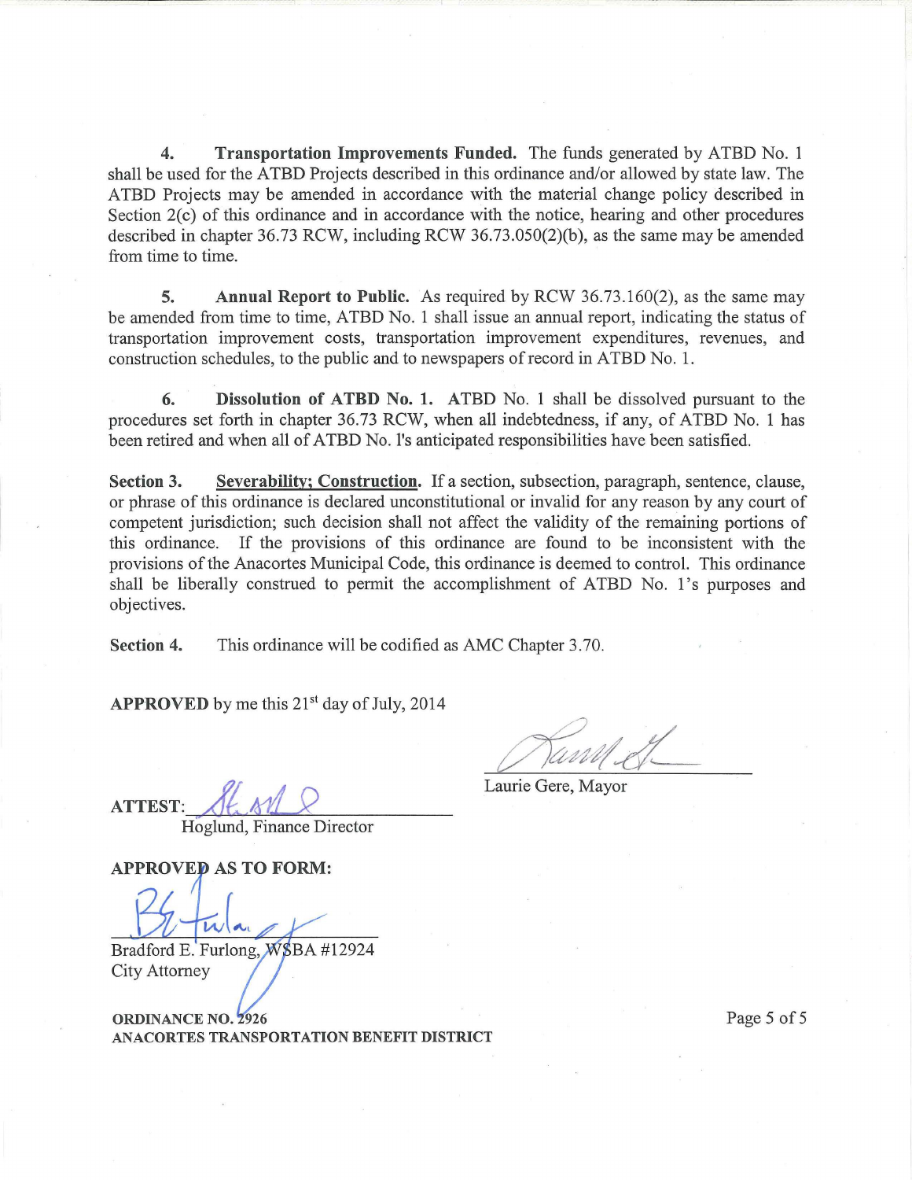4. **Transportation Improvements Funded.** The funds generated by ATBD No. 1 shall be used for the ATBD Projects described in this ordinance and/or allowed by state law. The ATBD Projects may be amended in accordance with the material change policy described in Section 2(c) of this ordinance and in accordance with the notice, hearing and other procedures described in chapter 36.73 RCW, including RCW 36.73.050(2)(b), as the same may be amended from time to time.

5. **Annual Report to Public.** As required by RCW 36.73.160(2), as the same may be amended from time to time, ATBD No. 1 shall issue an annual report, indicating the status of transportation improvement costs, transportation improvement expenditures, revenues, and construction schedules, to the public and to newspapers of record in ATBD No. 1.

6. **Dissolution of ATBD No. 1.** ATBD No. 1 shall be dissolved pursuant to the procedures set forth in chapter 36.73 RCW, when all indebtedness, if any, of ATBD No. 1 has been retired and when all of ATBD No. l's anticipated responsibilities have been satisfied.

**Section 3.** **Severability; Construction.** If a section, subsection, paragraph, sentence, clause, or phrase of this ordinance is declared unconstitutional or invalid for any reason by any court of competent jurisdiction; such decision shall not affect the validity of the remaining portions of this ordinance. If the provisions of this ordinance are found to be inconsistent with the provisions of the Anacortes Municipal Code, this ordinance is deemed to control. This ordinance shall be liberally construed to permit the accomplishment of ATBD No. 1's purposes and objectives.

**Section 4.** This ordinance will be codified as AMC Chapter 3.70.

**APPROVED** by me this 21st day of July, 2014

Laurie Gere, Mayor

**ATTEST:**

Hoglund, Finance Director

**APPROVED AS TO FORM:**

Bradford E. Furlong, WSBA #12924
City Attorney

**ORDINANCE NO. 2926**
**ANACORTES TRANSPORTATION BENEFIT DISTRICT**